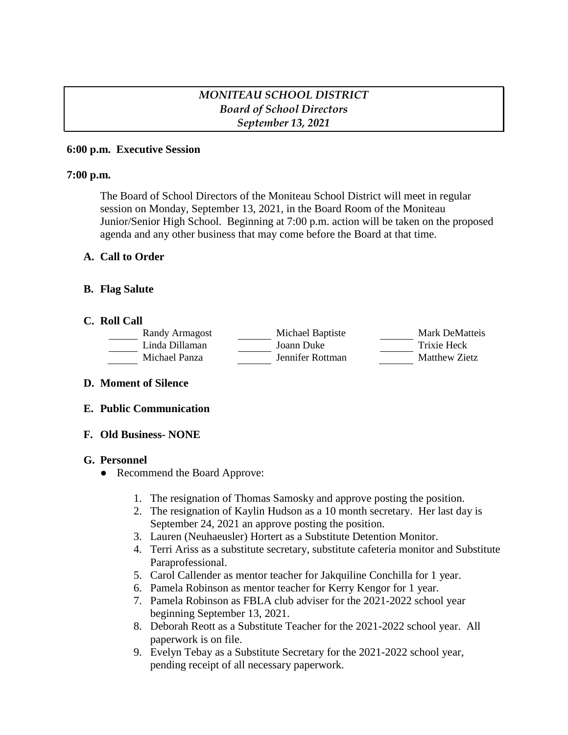***MONITEAU SCHOOL DISTRICT***
***Board of School Directors***
***September 13, 2021***

**6:00 p.m. Executive Session**

**7:00 p.m.**

The Board of School Directors of the Moniteau School District will meet in regular session on Monday, September 13, 2021, in the Board Room of the Moniteau Junior/Senior High School. Beginning at 7:00 p.m. action will be taken on the proposed agenda and any other business that may come before the Board at that time.

**A. Call to Order**

**B. Flag Salute**

**C. Roll Call**

| | | | | | |
|---|---|---|---|---|---|
| ______ | Randy Armagost | ______ | Michael Baptiste | ______ | Mark DeMatteis |
| ______ | Linda Dillaman | ______ | Joann Duke | ______ | Trixie Heck |
| ______ | Michael Panza | ______ | Jennifer Rottman | ______ | Matthew Zietz |

**D. Moment of Silence**

**E. Public Communication**

**F. Old Business- NONE**

**G. Personnel**

- Recommend the Board Approve:

  1. The resignation of Thomas Samosky and approve posting the position.
  2. The resignation of Kaylin Hudson as a 10 month secretary. Her last day is September 24, 2021 an approve posting the position.
  3. Lauren (Neuhaeusler) Hortert as a Substitute Detention Monitor.
  4. Terri Ariss as a substitute secretary, substitute cafeteria monitor and Substitute Paraprofessional.
  5. Carol Callender as mentor teacher for Jakquiline Conchilla for 1 year.
  6. Pamela Robinson as mentor teacher for Kerry Kengor for 1 year.
  7. Pamela Robinson as FBLA club adviser for the 2021-2022 school year beginning September 13, 2021.
  8. Deborah Reott as a Substitute Teacher for the 2021-2022 school year. All paperwork is on file.
  9. Evelyn Tebay as a Substitute Secretary for the 2021-2022 school year, pending receipt of all necessary paperwork.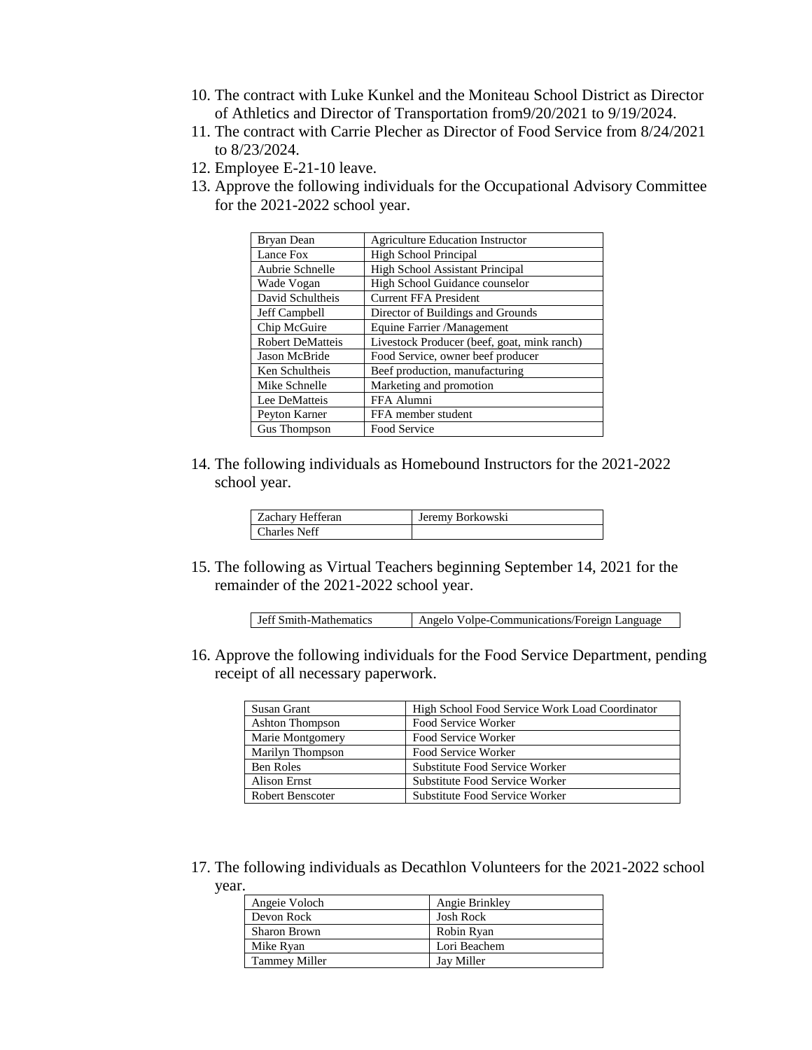10. The contract with Luke Kunkel and the Moniteau School District as Director of Athletics and Director of Transportation from9/20/2021 to 9/19/2024.
11. The contract with Carrie Plecher as Director of Food Service from 8/24/2021 to 8/23/2024.
12. Employee E-21-10 leave.
13. Approve the following individuals for the Occupational Advisory Committee for the 2021-2022 school year.

| | |
|---|---|
| Bryan Dean | Agriculture Education Instructor |
| Lance Fox | High School Principal |
| Aubrie Schnelle | High School Assistant Principal |
| Wade Vogan | High School Guidance counselor |
| David Schultheis | Current FFA President |
| Jeff Campbell | Director of Buildings and Grounds |
| Chip McGuire | Equine Farrier /Management |
| Robert DeMatteis | Livestock Producer (beef, goat, mink ranch) |
| Jason McBride | Food Service, owner beef producer |
| Ken Schultheis | Beef production, manufacturing |
| Mike Schnelle | Marketing and promotion |
| Lee DeMatteis | FFA Alumni |
| Peyton Karner | FFA member student |
| Gus Thompson | Food Service |

14. The following individuals as Homebound Instructors for the 2021-2022 school year.

| | |
|---|---|
| Zachary Hefferan | Jeremy Borkowski |
| Charles Neff | |

15. The following as Virtual Teachers beginning September 14, 2021 for the remainder of the 2021-2022 school year.

| | |
|---|---|
| Jeff Smith-Mathematics | Angelo Volpe-Communications/Foreign Language |

16. Approve the following individuals for the Food Service Department, pending receipt of all necessary paperwork.

| | |
|---|---|
| Susan Grant | High School Food Service Work Load Coordinator |
| Ashton Thompson | Food Service Worker |
| Marie Montgomery | Food Service Worker |
| Marilyn Thompson | Food Service Worker |
| Ben Roles | Substitute Food Service Worker |
| Alison Ernst | Substitute Food Service Worker |
| Robert Benscoter | Substitute Food Service Worker |

17. The following individuals as Decathlon Volunteers for the 2021-2022 school year.

| | |
|---|---|
| Angeie Voloch | Angie Brinkley |
| Devon Rock | Josh Rock |
| Sharon Brown | Robin Ryan |
| Mike Ryan | Lori Beachem |
| Tammey Miller | Jay Miller |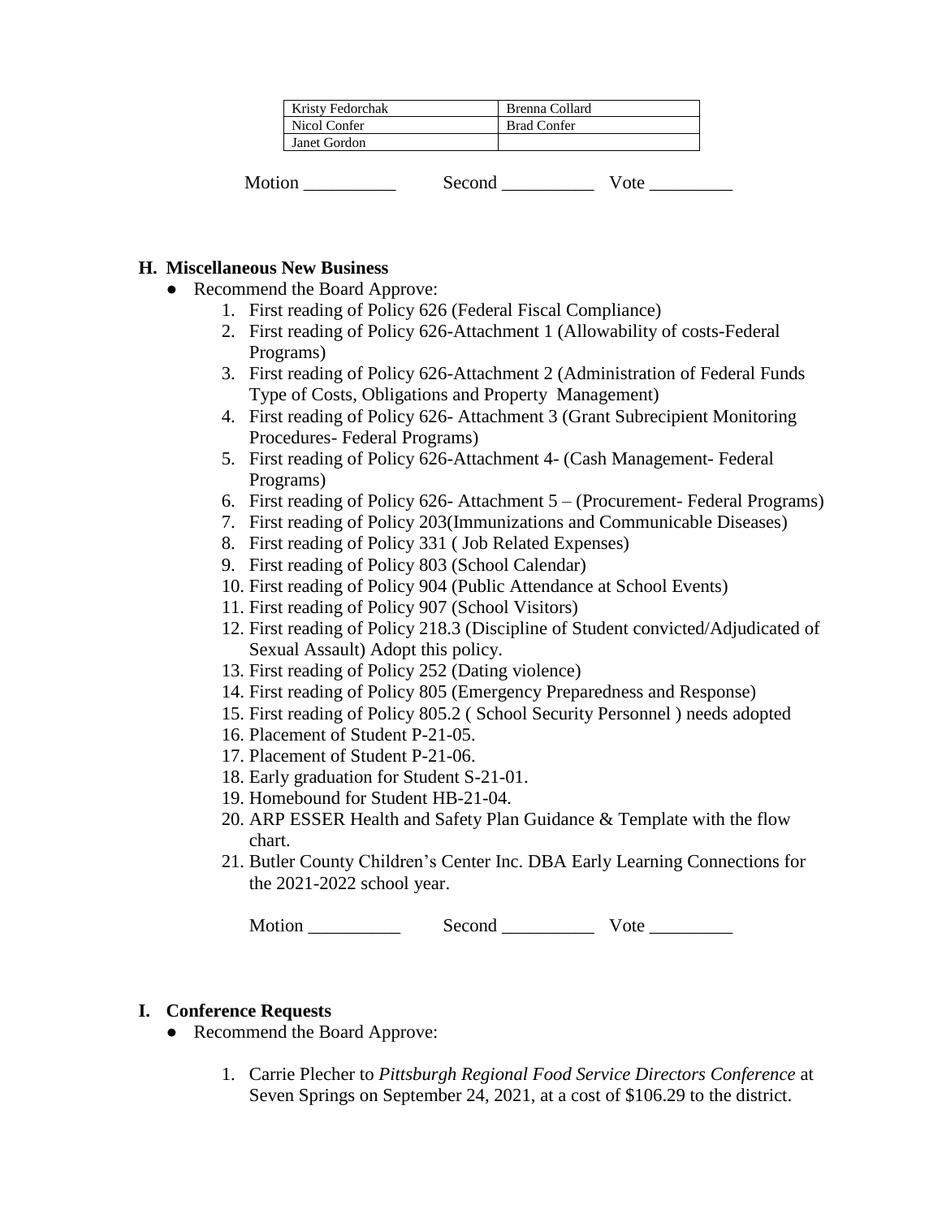| Kristy Fedorchak | Brenna Collard |
|---|---|
| Nicol Confer | Brad Confer |
| Janet Gordon | |

Motion __________ Second __________ Vote _________

**H. Miscellaneous New Business**

- Recommend the Board Approve:
  1. First reading of Policy 626 (Federal Fiscal Compliance)
  2. First reading of Policy 626-Attachment 1 (Allowability of costs-Federal Programs)
  3. First reading of Policy 626-Attachment 2 (Administration of Federal Funds Type of Costs, Obligations and Property Management)
  4. First reading of Policy 626- Attachment 3 (Grant Subrecipient Monitoring Procedures- Federal Programs)
  5. First reading of Policy 626-Attachment 4- (Cash Management- Federal Programs)
  6. First reading of Policy 626- Attachment 5 – (Procurement- Federal Programs)
  7. First reading of Policy 203(Immunizations and Communicable Diseases)
  8. First reading of Policy 331 ( Job Related Expenses)
  9. First reading of Policy 803 (School Calendar)
  10. First reading of Policy 904 (Public Attendance at School Events)
  11. First reading of Policy 907 (School Visitors)
  12. First reading of Policy 218.3 (Discipline of Student convicted/Adjudicated of Sexual Assault) Adopt this policy.
  13. First reading of Policy 252 (Dating violence)
  14. First reading of Policy 805 (Emergency Preparedness and Response)
  15. First reading of Policy 805.2 ( School Security Personnel ) needs adopted
  16. Placement of Student P-21-05.
  17. Placement of Student P-21-06.
  18. Early graduation for Student S-21-01.
  19. Homebound for Student HB-21-04.
  20. ARP ESSER Health and Safety Plan Guidance & Template with the flow chart.
  21. Butler County Children's Center Inc. DBA Early Learning Connections for the 2021-2022 school year.

  Motion __________ Second __________ Vote _________

**I. Conference Requests**

- Recommend the Board Approve:

  1. Carrie Plecher to *Pittsburgh Regional Food Service Directors Conference* at Seven Springs on September 24, 2021, at a cost of $106.29 to the district.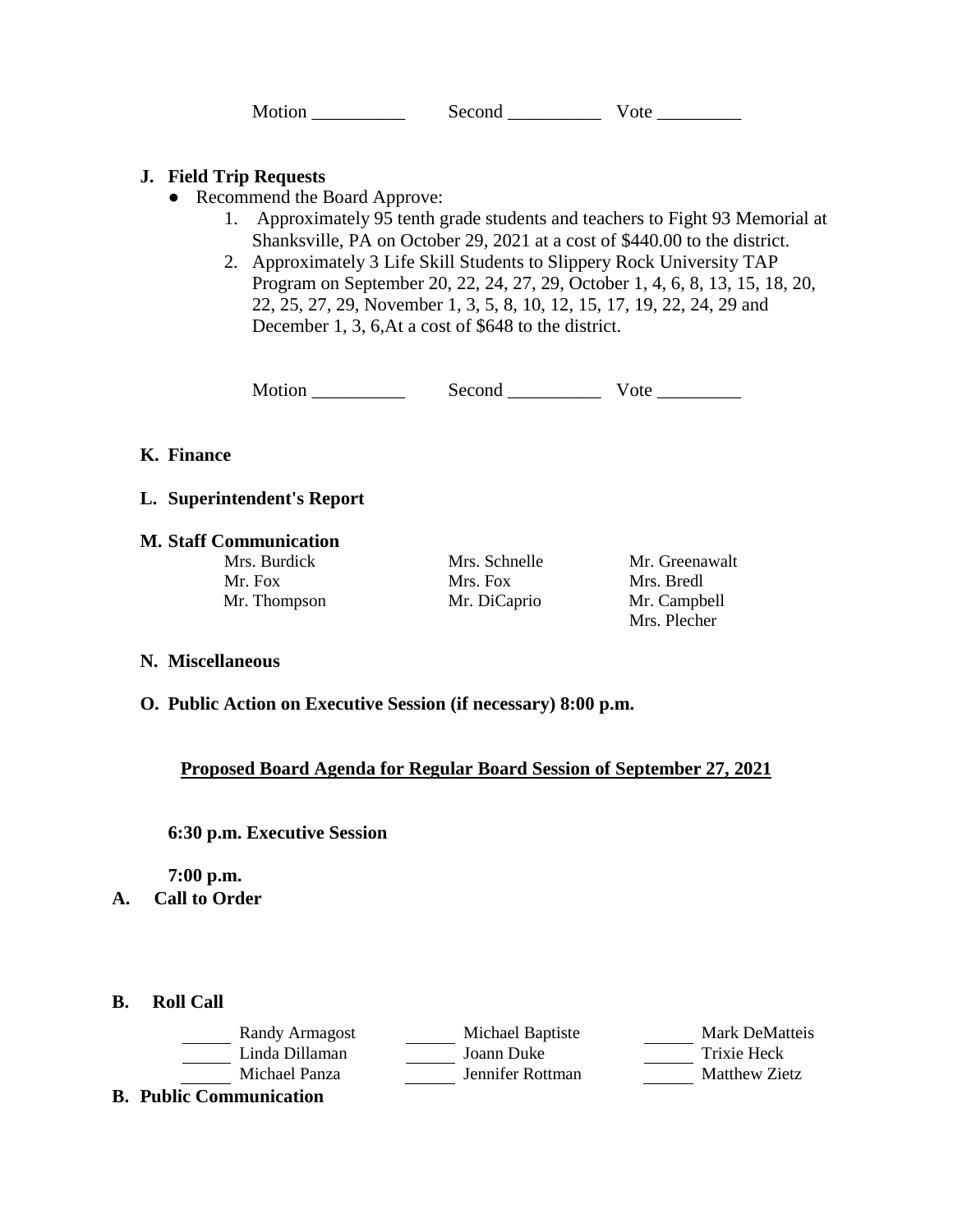Motion __________ Second __________ Vote _________

**J. Field Trip Requests**

- Recommend the Board Approve:
    1. Approximately 95 tenth grade students and teachers to Fight 93 Memorial at Shanksville, PA on October 29, 2021 at a cost of $440.00 to the district.
    2. Approximately 3 Life Skill Students to Slippery Rock University TAP Program on September 20, 22, 24, 27, 29, October 1, 4, 6, 8, 13, 15, 18, 20, 22, 25, 27, 29, November 1, 3, 5, 8, 10, 12, 15, 17, 19, 22, 24, 29 and December 1, 3, 6,At a cost of $648 to the district.

Motion __________ Second __________ Vote _________

**K. Finance**

**L. Superintendent's Report**

**M. Staff Communication**

| | | |
|---|---|---|
| Mrs. Burdick | Mrs. Schnelle | Mr. Greenawalt |
| Mr. Fox | Mrs. Fox | Mrs. Bredl |
| Mr. Thompson | Mr. DiCaprio | Mr. Campbell |
| | | Mrs. Plecher |

**N. Miscellaneous**

**O. Public Action on Executive Session (if necessary) 8:00 p.m.**

**<u>Proposed Board Agenda for Regular Board Session of September 27, 2021</u>**

**6:30 p.m. Executive Session**

**7:00 p.m.**

**A. Call to Order**

**B. Roll Call**

| | | |
|---|---|---|
| ______ Randy Armagost | ______ Michael Baptiste | ______ Mark DeMatteis |
| ______ Linda Dillaman | ______ Joann Duke | ______ Trixie Heck |
| ______ Michael Panza | ______ Jennifer Rottman | ______ Matthew Zietz |

**B. Public Communication**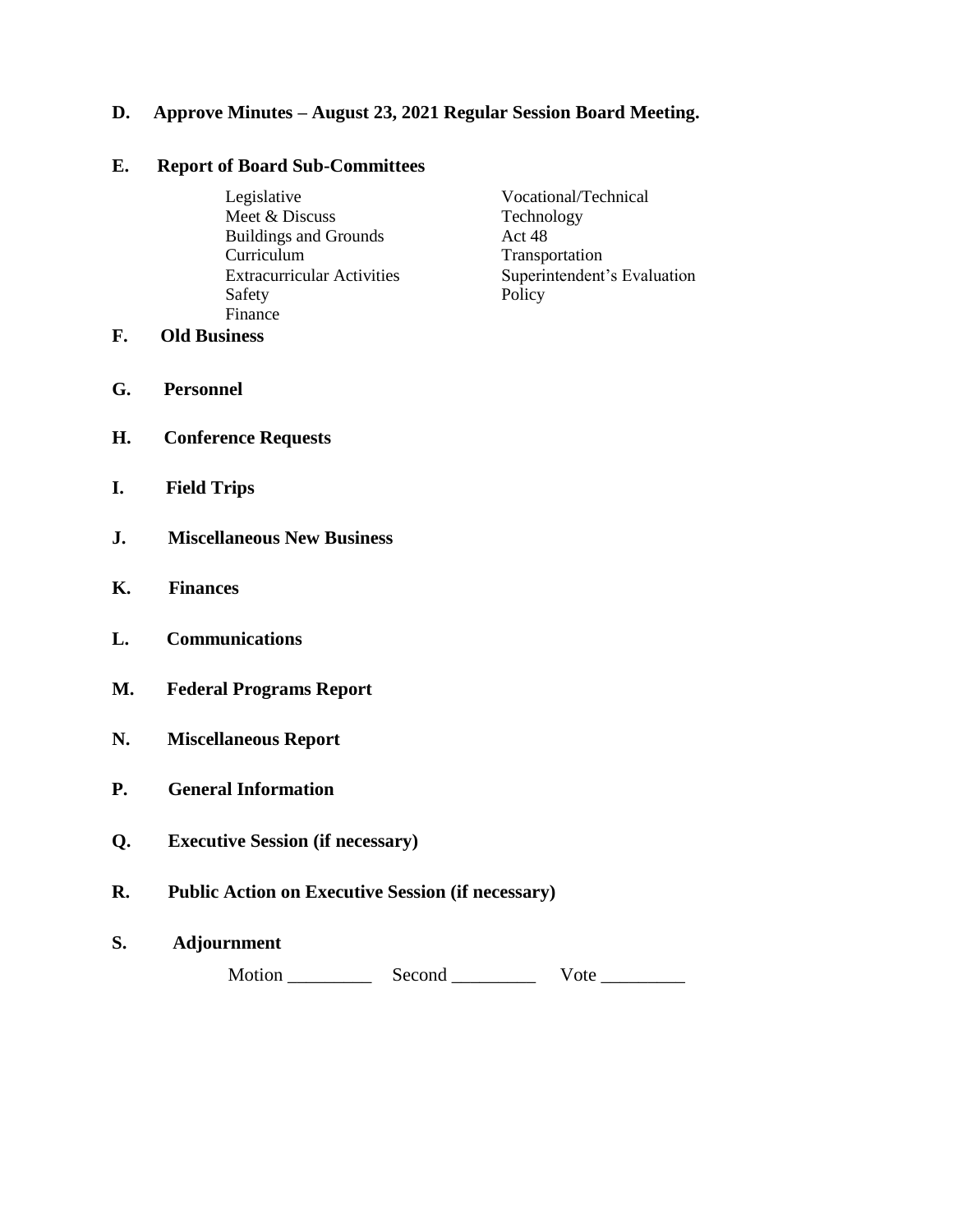**D. Approve Minutes – August 23, 2021 Regular Session Board Meeting.**

**E. Report of Board Sub-Committees**

- Legislative
- Meet & Discuss
- Buildings and Grounds
- Curriculum
- Extracurricular Activities
- Safety
- Finance
- Vocational/Technical
- Technology
- Act 48
- Transportation
- Superintendent's Evaluation
- Policy

**F. Old Business**

**G. Personnel**

**H. Conference Requests**

**I. Field Trips**

**J. Miscellaneous New Business**

**K. Finances**

**L. Communications**

**M. Federal Programs Report**

**N. Miscellaneous Report**

**P. General Information**

**Q. Executive Session (if necessary)**

**R. Public Action on Executive Session (if necessary)**

**S. Adjournment**

Motion _________ Second _________ Vote _________